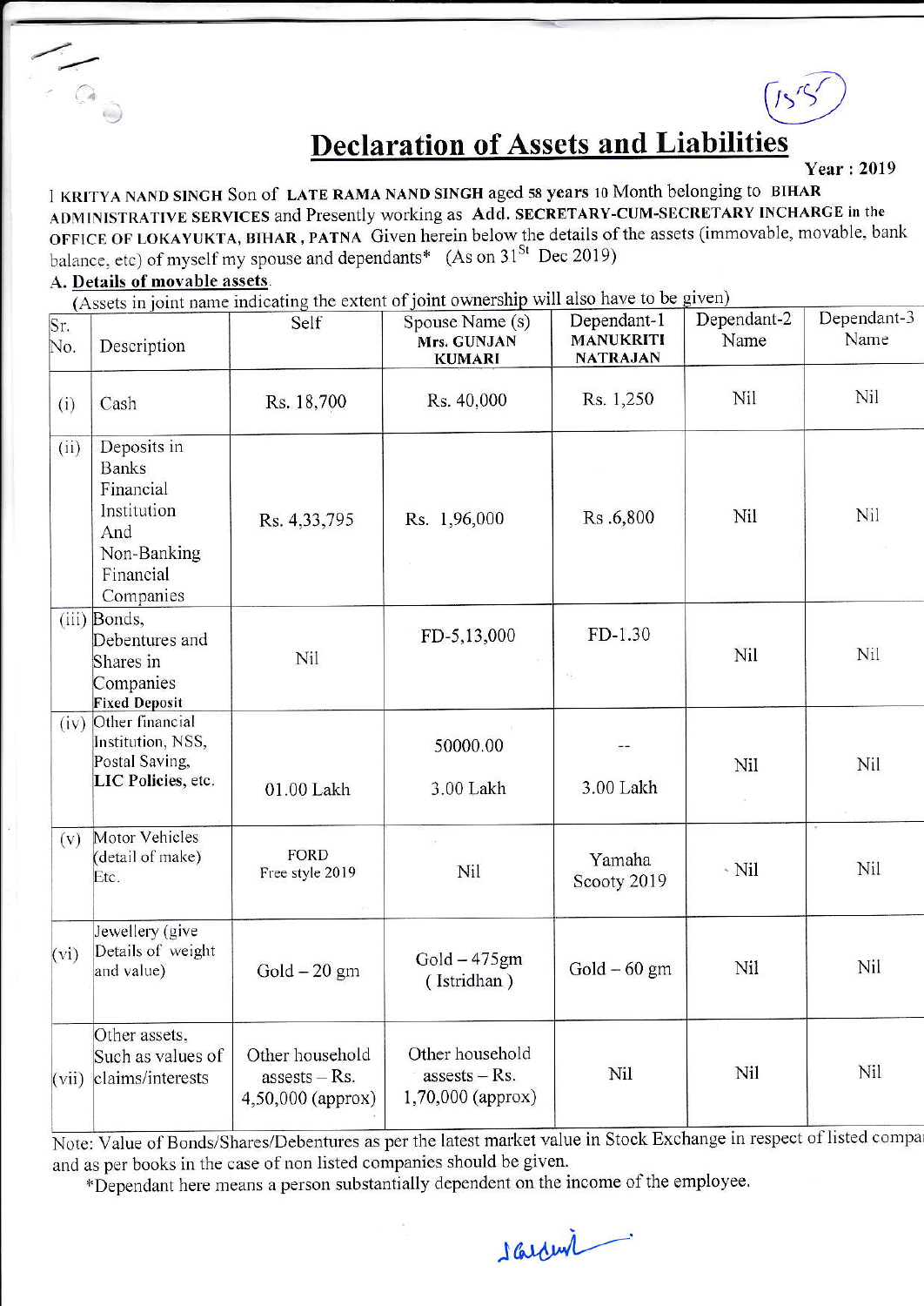# Declaration of Assets and Liabilities

**Year : 2019**

I **KRITYA NAND SINGH** Son of **LATE RAMA NAND SINGH** aged **58 years 10** Month belonging to **BIHAR ADMINISTRATIVE SERVICES** and Presently working as **Add. SECRETARY-CUM-SECRETARY INCHARGE** in the **OFFICE OF LOKAYUKTA, BIHAR , PATNA** Given herein below the details of the assets (immovable, movable, bank balance, etc) of myself my spouse and dependants* (As on 31st Dec 2019)

**A. Details of movable assets**.

(Assets in joint name indicating the extent of joint ownership will also have to be given)

| Sr. No. | Description | Self | Spouse Name (s) Mrs. GUNJAN KUMARI | Dependant-1 MANUKRITI NATRAJAN | Dependant-2 Name | Dependant-3 Name |
|---|---|---|---|---|---|---|
| (i) | Cash | Rs. 18,700 | Rs. 40,000 | Rs. 1,250 | Nil | Nil |
| (ii) | Deposits in Banks Financial Institution And Non-Banking Financial Companies | Rs. 4,33,795 | Rs. 1,96,000 | Rs .6,800 | Nil | Nil |
| (iii) | Bonds, Debentures and Shares in Companies **Fixed Deposit** | Nil | FD-5,13,000 | FD-1.30 | Nil | Nil |
| (iv) | Other financial Institution, NSS, Postal Saving, **LIC Policies, etc.** | 01.00 Lakh | 50000.00<br>3.00 Lakh | --<br>3.00 Lakh | Nil | Nil |
| (v) | Motor Vehicles (detail of make) Etc. | FORD Free style 2019 | Nil | Yamaha Scooty 2019 | Nil | Nil |
| (vi) | Jewellery (give Details of weight and value) | Gold – 20 gm | Gold – 475gm ( Istridhan ) | Gold – 60 gm | Nil | Nil |
| (vii) | Other assets, Such as values of claims/interests | Other household assests – Rs. 4,50,000 (approx) | Other household assests – Rs. 1,70,000 (approx) | Nil | Nil | Nil |

Note: Value of Bonds/Shares/Debentures as per the latest market value in Stock Exchange in respect of listed compa and as per books in the case of non listed companies should be given.

*Dependant here means a person substantially dependent on the income of the employee.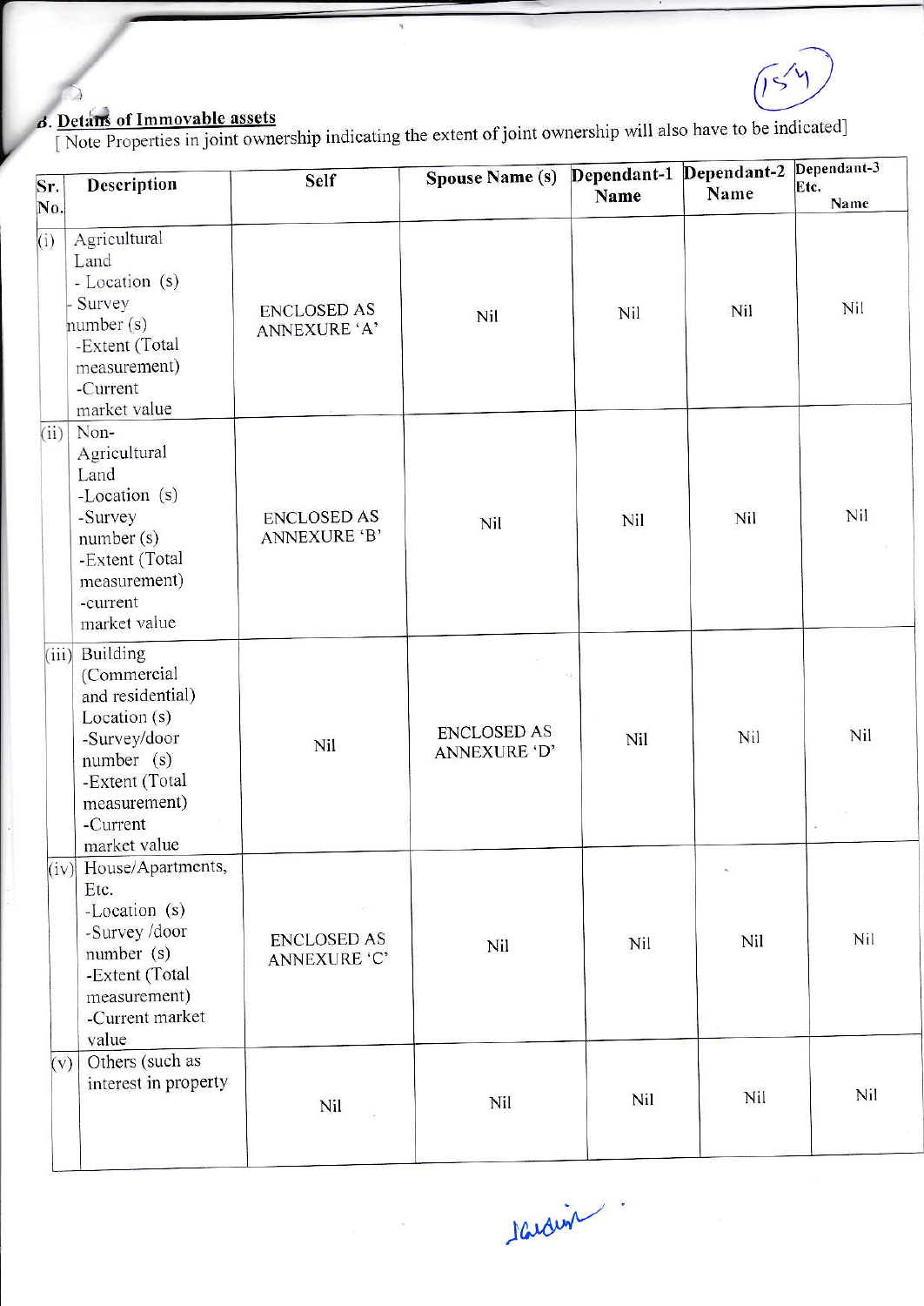## 8. Details of Immovable assets

[ Note Properties in joint ownership indicating the extent of joint ownership will also have to be indicated]

| Sr. No. | Description | Self | Spouse Name (s) | Dependant-1 Name | Dependant-2 Name | Dependant-3 Etc. Name |
|---|---|---|---|---|---|---|
| (i) | Agricultural Land - Location (s) - Survey number (s) -Extent (Total measurement) -Current market value | ENCLOSED AS ANNEXURE 'A' | Nil | Nil | Nil | Nil |
| (ii) | Non-Agricultural Land -Location (s) -Survey number (s) -Extent (Total measurement) -current market value | ENCLOSED AS ANNEXURE 'B' | Nil | Nil | Nil | Nil |
| (iii) | Building (Commercial and residential) Location (s) -Survey/door number (s) -Extent (Total measurement) -Current market value | Nil | ENCLOSED AS ANNEXURE 'D' | Nil | Nil | Nil |
| (iv) | House/Apartments, Etc. -Location (s) -Survey /door number (s) -Extent (Total measurement) -Current market value | ENCLOSED AS ANNEXURE 'C' | Nil | Nil | Nil | Nil |
| (v) | Others (such as interest in property | Nil | Nil | Nil | Nil | Nil |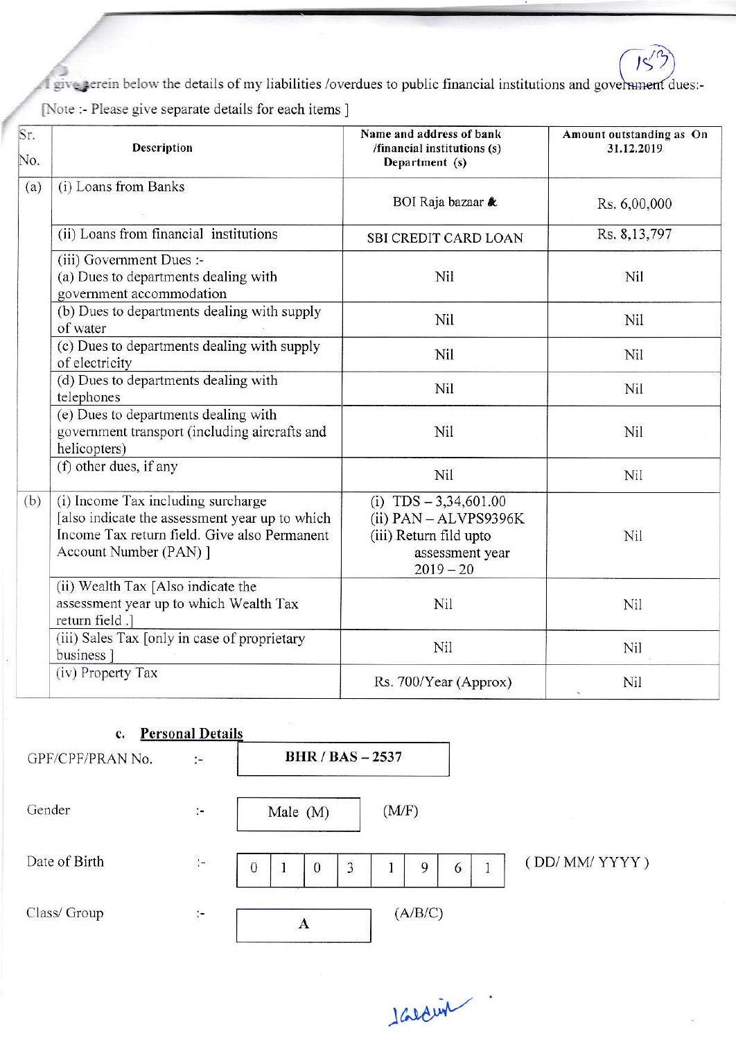I give herein below the details of my liabilities /overdues to public financial institutions and government dues:-

[Note :- Please give separate details for each items ]

| Sr. No. | Description | Name and address of bank /financial institutions (s) Department (s) | Amount outstanding as On 31.12.2019 |
|---|---|---|---|
| (a) | (i) Loans from Banks | BOI Raja bazaar & | Rs. 6,00,000 |
| | (ii) Loans from financial institutions | SBI CREDIT CARD LOAN | Rs. 8,13,797 |
| | (iii) Government Dues :- (a) Dues to departments dealing with government accommodation | Nil | Nil |
| | (b) Dues to departments dealing with supply of water | Nil | Nil |
| | (c) Dues to departments dealing with supply of electricity | Nil | Nil |
| | (d) Dues to departments dealing with telephones | Nil | Nil |
| | (e) Dues to departments dealing with government transport (including aircrafts and helicopters) | Nil | Nil |
| | (f) other dues, if any | Nil | Nil |
| (b) | (i) Income Tax including surcharge [also indicate the assessment year up to which Income Tax return field. Give also Permanent Account Number (PAN) ] | (i) TDS – 3,34,601.00 (ii) PAN – ALVPS9396K (iii) Return fild upto assessment year 2019 – 20 | Nil |
| | (ii) Wealth Tax [Also indicate the assessment year up to which Wealth Tax return field .] | Nil | Nil |
| | (iii) Sales Tax [only in case of proprietary business ] | Nil | Nil |
| | (iv) Property Tax | Rs. 700/Year (Approx) | Nil |

**c. Personal Details**

GPF/CPF/PRAN No. :- **BHR / BAS – 2537**

Gender :- Male (M) (M/F)

Date of Birth :- 0 1 0 3 1 9 6 1 ( DD/ MM/ YYYY )

Class/ Group :- **A** (A/B/C)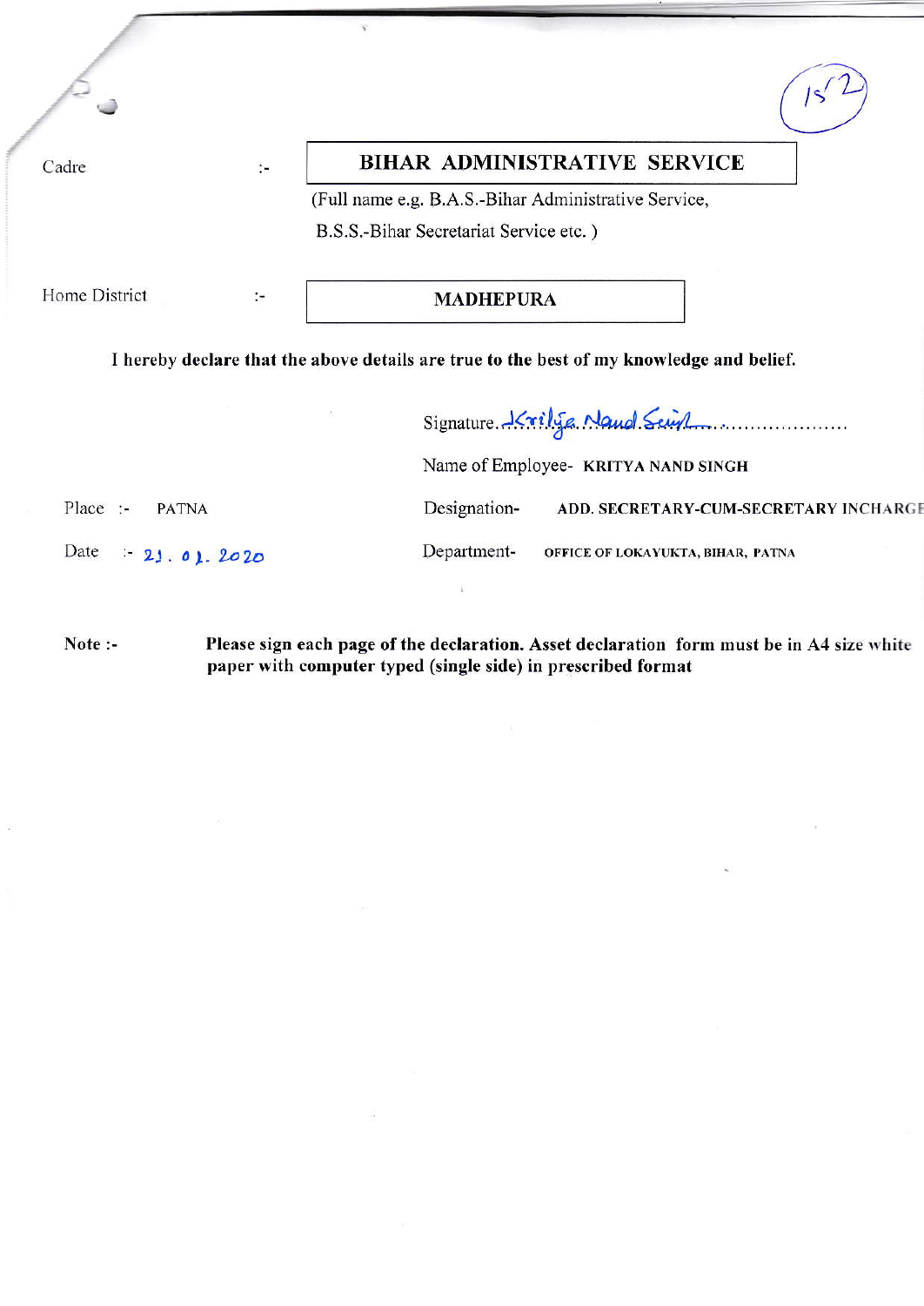Cadre :- **BIHAR ADMINISTRATIVE SERVICE**

(Full name e.g. B.A.S.-Bihar Administrative Service, B.S.S.-Bihar Secretariat Service etc. )

Home District :- **MADHEPURA**

**I hereby declare that the above details are true to the best of my knowledge and belief.**

Signature. Kritya Nand Singh

Name of Employee- **KRITYA NAND SINGH**

Place :- PATNA

Designation- **ADD. SECRETARY-CUM-SECRETARY INCHARGE**

Date :- 21. 01. 2020

Department- **OFFICE OF LOKAYUKTA, BIHAR, PATNA**

**Note :-** **Please sign each page of the declaration. Asset declaration form must be in A4 size white paper with computer typed (single side) in prescribed format**